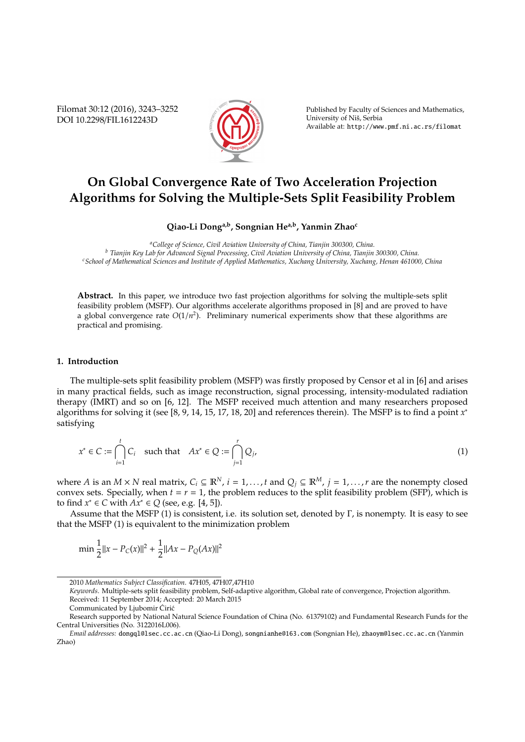# On Global Convergence Rate of Two Acceleration Projection Algorithms for Solving the Multiple-Sets Split Feasibility Problem

**Qiao-Li Dong[a,b], Songnian He[a,b], Yanmin Zhao[c]**

[a] *College of Science, Civil Aviation University of China, Tianjin 300300, China.*
[b] *Tianjin Key Lab for Advanced Signal Processing, Civil Aviation University of China, Tianjin 300300, China.*
[c] *School of Mathematical Sciences and Institute of Applied Mathematics, Xuchang University, Xuchang, Henan 461000, China*

**Abstract.** In this paper, we introduce two fast projection algorithms for solving the multiple-sets split feasibility problem (MSFP). Our algorithms accelerate algorithms proposed in [8] and are proved to have a global convergence rate $O(1/n^2)$. Preliminary numerical experiments show that these algorithms are practical and promising.

## 1. Introduction

The multiple-sets split feasibility problem (MSFP) was firstly proposed by Censor et al in [6] and arises in many practical fields, such as image reconstruction, signal processing, intensity-modulated radiation therapy (IMRT) and so on [6, 12]. The MSFP received much attention and many researchers proposed algorithms for solving it (see [8, 9, 14, 15, 17, 18, 20] and references therein). The MSFP is to find a point $x^*$ satisfying

$$x^* \in C := \bigcap_{i=1}^{t} C_i \quad \text{such that} \quad Ax^* \in Q := \bigcap_{j=1}^{r} Q_j, \tag{1}$$

where $A$ is an $M \times N$ real matrix, $C_i \subseteq \mathbb{R}^N$, $i = 1, \ldots, t$ and $Q_j \subseteq \mathbb{R}^M$, $j = 1, \ldots, r$ are the nonempty closed convex sets. Specially, when $t = r = 1$, the problem reduces to the split feasibility problem (SFP), which is to find $x^* \in C$ with $Ax^* \in Q$ (see, e.g. [4, 5]).

Assume that the MSFP (1) is consistent, i.e. its solution set, denoted by $\Gamma$, is nonempty. It is easy to see that the MSFP (1) is equivalent to the minimization problem

$$\min \frac{1}{2}\|x - P_C(x)\|^2 + \frac{1}{2}\|Ax - P_Q(Ax)\|^2$$

---

2010 *Mathematics Subject Classification.* 47H05, 47H07,47H10

*Keywords.* Multiple-sets split feasibility problem, Self-adaptive algorithm, Global rate of convergence, Projection algorithm.

Received: 11 September 2014; Accepted: 20 March 2015

Communicated by Ljubomir Ćirić

Research supported by National Natural Science Foundation of China (No. 61379102) and Fundamental Research Funds for the Central Universities (No. 3122016L006).

*Email addresses:* dongql@lsec.cc.ac.cn (Qiao-Li Dong), songnianhe@163.com (Songnian He), zhaoym@lsec.cc.ac.cn (Yanmin Zhao)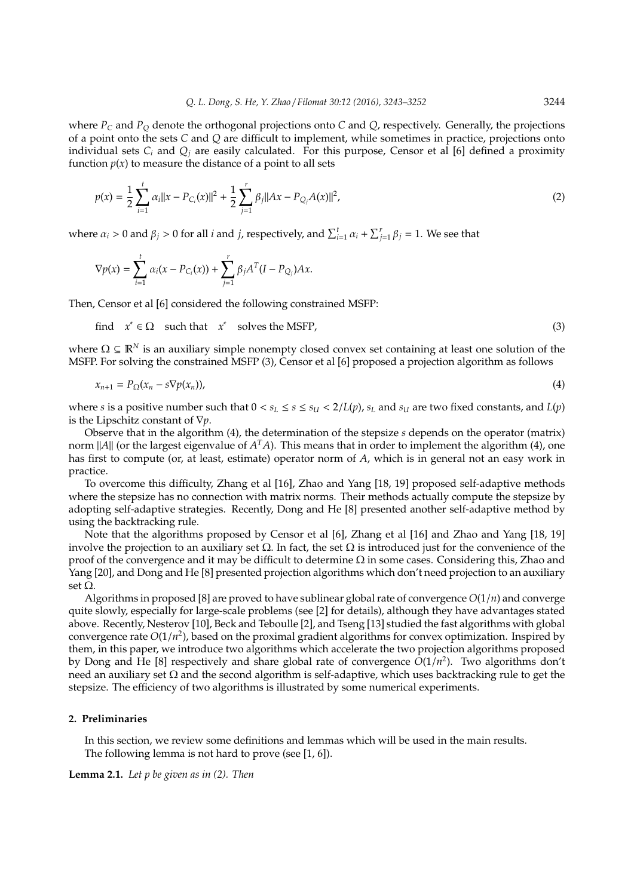where $P_C$ and $P_Q$ denote the orthogonal projections onto $C$ and $Q$, respectively. Generally, the projections of a point onto the sets $C$ and $Q$ are difficult to implement, while sometimes in practice, projections onto individual sets $C_i$ and $Q_j$ are easily calculated. For this purpose, Censor et al [6] defined a proximity function $p(x)$ to measure the distance of a point to all sets

$$p(x) = \frac{1}{2}\sum_{i=1}^{t} \alpha_i \|x - P_{C_i}(x)\|^2 + \frac{1}{2}\sum_{j=1}^{r} \beta_j \|Ax - P_{Q_j}A(x)\|^2, \tag{2}$$

where $\alpha_i > 0$ and $\beta_j > 0$ for all $i$ and $j$, respectively, and $\sum_{i=1}^{t} \alpha_i + \sum_{j=1}^{r} \beta_j = 1$. We see that

$$\nabla p(x) = \sum_{i=1}^{t} \alpha_i (x - P_{C_i}(x)) + \sum_{j=1}^{r} \beta_j A^T (I - P_{Q_j})Ax.$$

Then, Censor et al [6] considered the following constrained MSFP:

$$\text{find} \quad x^* \in \Omega \quad \text{such that} \quad x^* \quad \text{solves the MSFP,} \tag{3}$$

where $\Omega \subseteq \mathbb{R}^N$ is an auxiliary simple nonempty closed convex set containing at least one solution of the MSFP. For solving the constrained MSFP (3), Censor et al [6] proposed a projection algorithm as follows

$$x_{n+1} = P_\Omega(x_n - s\nabla p(x_n)), \tag{4}$$

where $s$ is a positive number such that $0 < s_L \leq s \leq s_U < 2/L(p)$, $s_L$ and $s_U$ are two fixed constants, and $L(p)$ is the Lipschitz constant of $\nabla p$.

Observe that in the algorithm (4), the determination of the stepsize $s$ depends on the operator (matrix) norm $\|A\|$ (or the largest eigenvalue of $A^T A$). This means that in order to implement the algorithm (4), one has first to compute (or, at least, estimate) operator norm of $A$, which is in general not an easy work in practice.

To overcome this difficulty, Zhang et al [16], Zhao and Yang [18, 19] proposed self-adaptive methods where the stepsize has no connection with matrix norms. Their methods actually compute the stepsize by adopting self-adaptive strategies. Recently, Dong and He [8] presented another self-adaptive method by using the backtracking rule.

Note that the algorithms proposed by Censor et al [6], Zhang et al [16] and Zhao and Yang [18, 19] involve the projection to an auxiliary set $\Omega$. In fact, the set $\Omega$ is introduced just for the convenience of the proof of the convergence and it may be difficult to determine $\Omega$ in some cases. Considering this, Zhao and Yang [20], and Dong and He [8] presented projection algorithms which don't need projection to an auxiliary set $\Omega$.

Algorithms in proposed [8] are proved to have sublinear global rate of convergence $O(1/n)$ and converge quite slowly, especially for large-scale problems (see [2] for details), although they have advantages stated above. Recently, Nesterov [10], Beck and Teboulle [2], and Tseng [13] studied the fast algorithms with global convergence rate $O(1/n^2)$, based on the proximal gradient algorithms for convex optimization. Inspired by them, in this paper, we introduce two algorithms which accelerate the two projection algorithms proposed by Dong and He [8] respectively and share global rate of convergence $O(1/n^2)$. Two algorithms don't need an auxiliary set $\Omega$ and the second algorithm is self-adaptive, which uses backtracking rule to get the stepsize. The efficiency of two algorithms is illustrated by some numerical experiments.

## 2. Preliminaries

In this section, we review some definitions and lemmas which will be used in the main results.

The following lemma is not hard to prove (see [1, 6]).

**Lemma 2.1.** *Let $p$ be given as in (2). Then*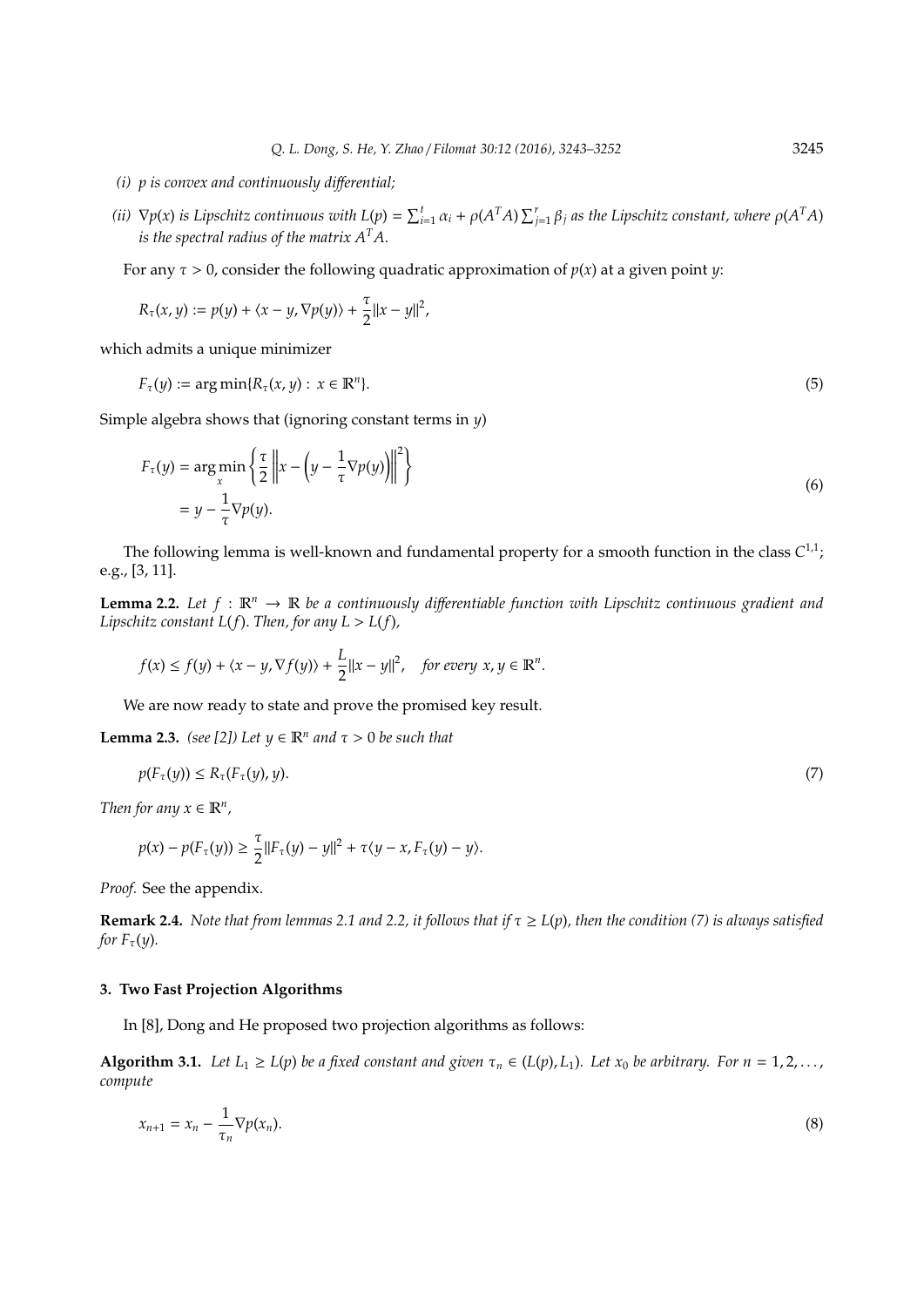*(i) $p$ is convex and continuously differential;*

*(ii) $\nabla p(x)$ is Lipschitz continuous with $L(p) = \sum_{i=1}^{t} \alpha_i + \rho(A^T A) \sum_{j=1}^{r} \beta_j$ as the Lipschitz constant, where $\rho(A^T A)$ is the spectral radius of the matrix $A^T A$.*

For any $\tau > 0$, consider the following quadratic approximation of $p(x)$ at a given point $y$:

$$R_\tau(x, y) := p(y) + \langle x - y, \nabla p(y) \rangle + \frac{\tau}{2} \|x - y\|^2,$$

which admits a unique minimizer

$$F_\tau(y) := \arg\min\{R_\tau(x, y) : x \in \mathbb{R}^n\}. \tag{5}$$

Simple algebra shows that (ignoring constant terms in $y$)

$$\begin{aligned} F_\tau(y) &= \arg\min_x \left\{ \frac{\tau}{2} \left\| x - \left( y - \frac{1}{\tau} \nabla p(y) \right) \right\|^2 \right\} \\ &= y - \frac{1}{\tau} \nabla p(y). \end{aligned} \tag{6}$$

The following lemma is well-known and fundamental property for a smooth function in the class $C^{1,1}$; e.g., [3, 11].

**Lemma 2.2.** *Let $f : \mathbb{R}^n \to \mathbb{R}$ be a continuously differentiable function with Lipschitz continuous gradient and Lipschitz constant $L(f)$. Then, for any $L > L(f)$,*

$$f(x) \le f(y) + \langle x - y, \nabla f(y) \rangle + \frac{L}{2} \|x - y\|^2, \quad \text{for every } x, y \in \mathbb{R}^n.$$

We are now ready to state and prove the promised key result.

**Lemma 2.3.** *(see [2]) Let $y \in \mathbb{R}^n$ and $\tau > 0$ be such that*

$$p(F_\tau(y)) \le R_\tau(F_\tau(y), y). \tag{7}$$

*Then for any $x \in \mathbb{R}^n$,*

$$p(x) - p(F_\tau(y)) \ge \frac{\tau}{2} \|F_\tau(y) - y\|^2 + \tau \langle y - x, F_\tau(y) - y \rangle.$$

*Proof.* See the appendix.

**Remark 2.4.** *Note that from lemmas 2.1 and 2.2, it follows that if $\tau \ge L(p)$, then the condition (7) is always satisfied for $F_\tau(y)$.*

## 3. Two Fast Projection Algorithms

In [8], Dong and He proposed two projection algorithms as follows:

**Algorithm 3.1.** *Let $L_1 \ge L(p)$ be a fixed constant and given $\tau_n \in (L(p), L_1)$. Let $x_0$ be arbitrary. For $n = 1, 2, \ldots$, compute*

$$x_{n+1} = x_n - \frac{1}{\tau_n} \nabla p(x_n). \tag{8}$$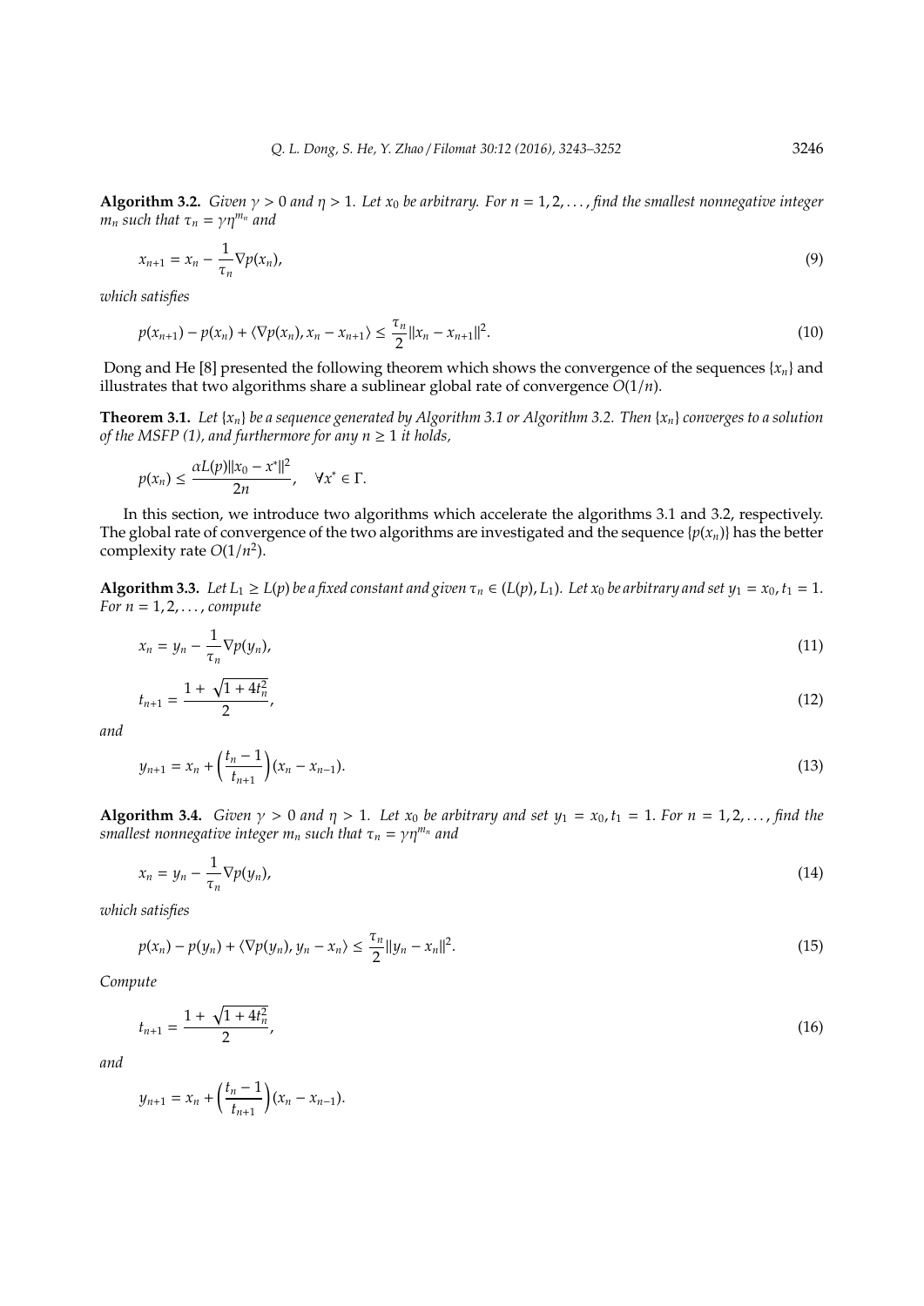**Algorithm 3.2.** *Given $\gamma > 0$ and $\eta > 1$. Let $x_0$ be arbitrary. For $n = 1, 2, \ldots$, find the smallest nonnegative integer $m_n$ such that $\tau_n = \gamma\eta^{m_n}$ and*

$$x_{n+1} = x_n - \frac{1}{\tau_n}\nabla p(x_n), \tag{9}$$

*which satisfies*

$$p(x_{n+1}) - p(x_n) + \langle \nabla p(x_n), x_n - x_{n+1} \rangle \leq \frac{\tau_n}{2}\|x_n - x_{n+1}\|^2. \tag{10}$$

Dong and He [8] presented the following theorem which shows the convergence of the sequences $\{x_n\}$ and illustrates that two algorithms share a sublinear global rate of convergence $O(1/n)$.

**Theorem 3.1.** *Let $\{x_n\}$ be a sequence generated by Algorithm 3.1 or Algorithm 3.2. Then $\{x_n\}$ converges to a solution of the MSFP (1), and furthermore for any $n \geq 1$ it holds,*

$$p(x_n) \leq \frac{\alpha L(p)\|x_0 - x^*\|^2}{2n}, \quad \forall x^* \in \Gamma.$$

In this section, we introduce two algorithms which accelerate the algorithms 3.1 and 3.2, respectively. The global rate of convergence of the two algorithms are investigated and the sequence $\{p(x_n)\}$ has the better complexity rate $O(1/n^2)$.

**Algorithm 3.3.** *Let $L_1 \geq L(p)$ be a fixed constant and given $\tau_n \in (L(p), L_1)$. Let $x_0$ be arbitrary and set $y_1 = x_0, t_1 = 1$. For $n = 1, 2, \ldots$, compute*

$$x_n = y_n - \frac{1}{\tau_n}\nabla p(y_n), \tag{11}$$

$$t_{n+1} = \frac{1 + \sqrt{1 + 4t_n^2}}{2}, \tag{12}$$

*and*

$$y_{n+1} = x_n + \left(\frac{t_n - 1}{t_{n+1}}\right)(x_n - x_{n-1}). \tag{13}$$

**Algorithm 3.4.** *Given $\gamma > 0$ and $\eta > 1$. Let $x_0$ be arbitrary and set $y_1 = x_0, t_1 = 1$. For $n = 1, 2, \ldots$, find the smallest nonnegative integer $m_n$ such that $\tau_n = \gamma\eta^{m_n}$ and*

$$x_n = y_n - \frac{1}{\tau_n}\nabla p(y_n), \tag{14}$$

*which satisfies*

$$p(x_n) - p(y_n) + \langle \nabla p(y_n), y_n - x_n \rangle \leq \frac{\tau_n}{2}\|y_n - x_n\|^2. \tag{15}$$

*Compute*

$$t_{n+1} = \frac{1 + \sqrt{1 + 4t_n^2}}{2}, \tag{16}$$

*and*

$$y_{n+1} = x_n + \left(\frac{t_n - 1}{t_{n+1}}\right)(x_n - x_{n-1}).$$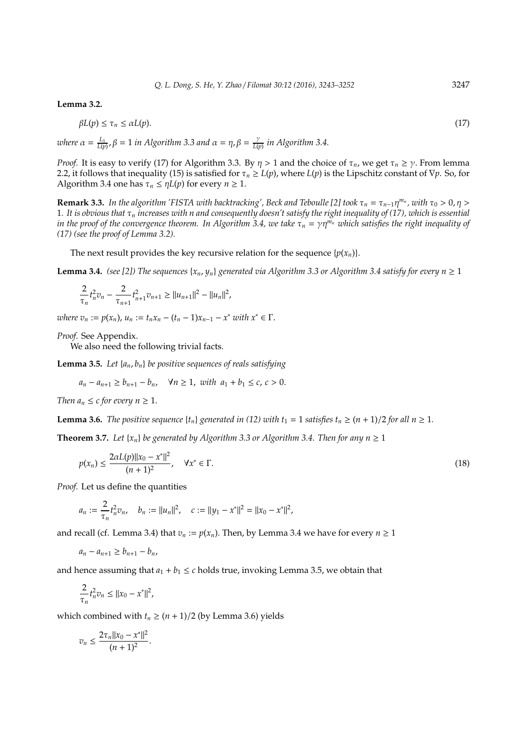**Lemma 3.2.**

$$\beta L(p) \leq \tau_n \leq \alpha L(p). \tag{17}$$

*where* $\alpha = \frac{L_1}{L(p)}, \beta = 1$ *in Algorithm 3.3 and* $\alpha = \eta, \beta = \frac{\gamma}{L(p)}$ *in Algorithm 3.4.*

*Proof.* It is easy to verify (17) for Algorithm 3.3. By $\eta > 1$ and the choice of $\tau_n$, we get $\tau_n \geq \gamma$. From lemma 2.2, it follows that inequality (15) is satisfied for $\tau_n \geq L(p)$, where $L(p)$ is the Lipschitz constant of $\nabla p$. So, for Algorithm 3.4 one has $\tau_n \leq \eta L(p)$ for every $n \geq 1$.

**Remark 3.3.** *In the algorithm 'FISTA with backtracking', Beck and Teboulle [2] took* $\tau_n = \tau_{n-1}\eta^{m_n}$*, with* $\tau_0 > 0, \eta > 1$*. It is obvious that* $\tau_n$ *increases with n and consequently doesn't satisfy the right inequality of (17), which is essential in the proof of the convergence theorem. In Algorithm 3.4, we take* $\tau_n = \gamma\eta^{m_n}$ *which satisfies the right inequality of (17) (see the proof of Lemma 3.2).*

The next result provides the key recursive relation for the sequence $\{p(x_n)\}$.

**Lemma 3.4.** *(see [2]) The sequences* $\{x_n, y_n\}$ *generated via Algorithm 3.3 or Algorithm 3.4 satisfy for every* $n \geq 1$

$$\frac{2}{\tau_n}t_n^2 v_n - \frac{2}{\tau_{n+1}}t_{n+1}^2 v_{n+1} \geq \|u_{n+1}\|^2 - \|u_n\|^2,$$

*where* $v_n := p(x_n)$, $u_n := t_n x_n - (t_n - 1)x_{n-1} - x^*$ *with* $x^* \in \Gamma$.

*Proof.* See Appendix.

We also need the following trivial facts.

**Lemma 3.5.** *Let* $\{a_n, b_n\}$ *be positive sequences of reals satisfying*

$$a_n - a_{n+1} \geq b_{n+1} - b_n, \quad \forall n \geq 1, \text{ with } a_1 + b_1 \leq c, \; c > 0.$$

*Then* $a_n \leq c$ *for every* $n \geq 1$.

**Lemma 3.6.** *The positive sequence* $\{t_n\}$ *generated in (12) with* $t_1 = 1$ *satisfies* $t_n \geq (n + 1)/2$ *for all* $n \geq 1$.

**Theorem 3.7.** *Let* $\{x_n\}$ *be generated by Algorithm 3.3 or Algorithm 3.4. Then for any* $n \geq 1$

$$p(x_n) \leq \frac{2\alpha L(p)\|x_0 - x^*\|^2}{(n + 1)^2}, \quad \forall x^* \in \Gamma. \tag{18}$$

*Proof.* Let us define the quantities

$$a_n := \frac{2}{\tau_n}t_n^2 v_n, \quad b_n := \|u_n\|^2, \quad c := \|y_1 - x^*\|^2 = \|x_0 - x^*\|^2,$$

and recall (cf. Lemma 3.4) that $v_n := p(x_n)$. Then, by Lemma 3.4 we have for every $n \geq 1$

$$a_n - a_{n+1} \geq b_{n+1} - b_n,$$

and hence assuming that $a_1 + b_1 \leq c$ holds true, invoking Lemma 3.5, we obtain that

$$\frac{2}{\tau_n}t_n^2 v_n \leq \|x_0 - x^*\|^2,$$

which combined with $t_n \geq (n + 1)/2$ (by Lemma 3.6) yields

$$v_n \leq \frac{2\tau_n\|x_0 - x^*\|^2}{(n + 1)^2}.$$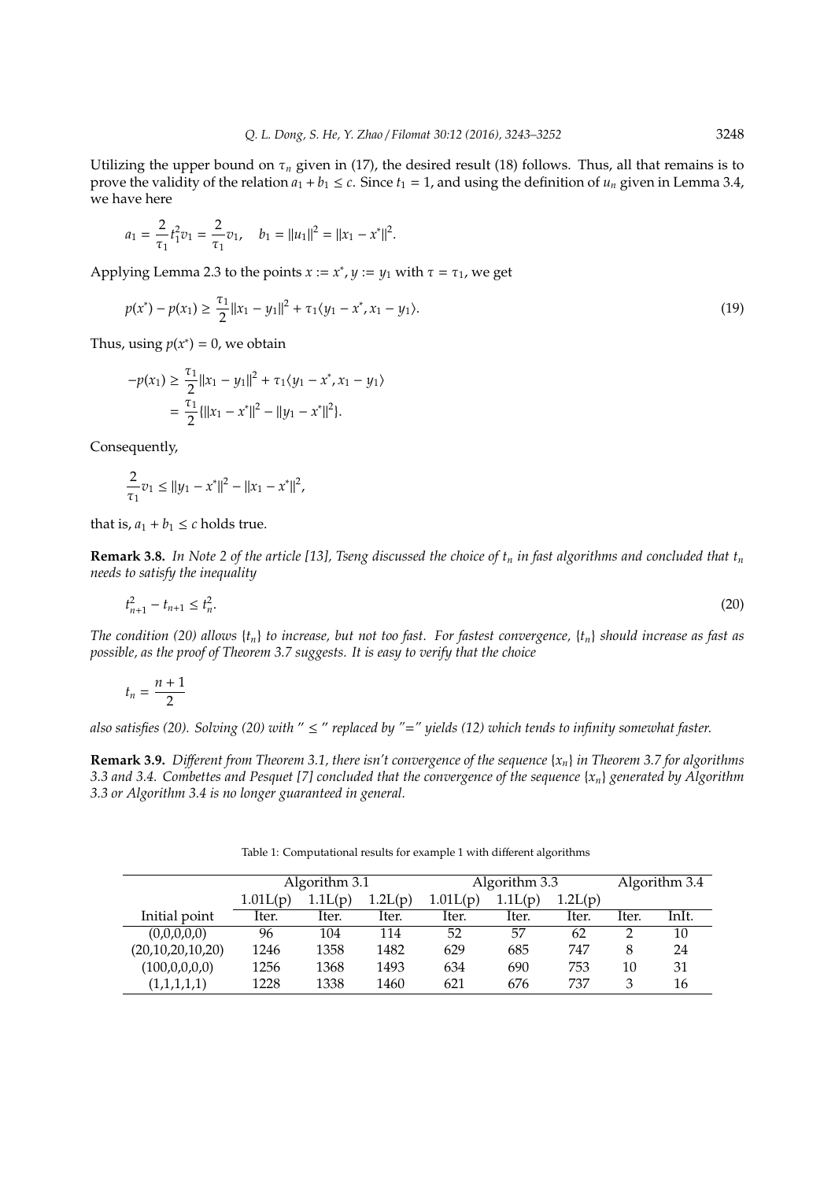Utilizing the upper bound on $\tau_n$ given in (17), the desired result (18) follows. Thus, all that remains is to prove the validity of the relation $a_1 + b_1 \leq c$. Since $t_1 = 1$, and using the definition of $u_n$ given in Lemma 3.4, we have here

$$a_1 = \frac{2}{\tau_1} t_1^2 v_1 = \frac{2}{\tau_1} v_1, \quad b_1 = \|u_1\|^2 = \|x_1 - x^*\|^2.$$

Applying Lemma 2.3 to the points $x := x^*, y := y_1$ with $\tau = \tau_1$, we get

$$p(x^*) - p(x_1) \geq \frac{\tau_1}{2}\|x_1 - y_1\|^2 + \tau_1 \langle y_1 - x^*, x_1 - y_1 \rangle. \tag{19}$$

Thus, using $p(x^*) = 0$, we obtain

$$\begin{aligned}
-p(x_1) &\geq \frac{\tau_1}{2}\|x_1 - y_1\|^2 + \tau_1 \langle y_1 - x^*, x_1 - y_1 \rangle \\
&= \frac{\tau_1}{2}\{\|x_1 - x^*\|^2 - \|y_1 - x^*\|^2\}.
\end{aligned}$$

Consequently,

$$\frac{2}{\tau_1} v_1 \leq \|y_1 - x^*\|^2 - \|x_1 - x^*\|^2,$$

that is, $a_1 + b_1 \leq c$ holds true.

**Remark 3.8.** *In Note 2 of the article [13], Tseng discussed the choice of $t_n$ in fast algorithms and concluded that $t_n$ needs to satisfy the inequality*

$$t_{n+1}^2 - t_{n+1} \leq t_n^2. \tag{20}$$

*The condition (20) allows $\{t_n\}$ to increase, but not too fast. For fastest convergence, $\{t_n\}$ should increase as fast as possible, as the proof of Theorem 3.7 suggests. It is easy to verify that the choice*

$$t_n = \frac{n+1}{2}$$

*also satisfies (20). Solving (20) with "$\leq$" replaced by "$=$" yields (12) which tends to infinity somewhat faster.*

**Remark 3.9.** *Different from Theorem 3.1, there isn't convergence of the sequence $\{x_n\}$ in Theorem 3.7 for algorithms 3.3 and 3.4. Combettes and Pesquet [7] concluded that the convergence of the sequence $\{x_n\}$ generated by Algorithm 3.3 or Algorithm 3.4 is no longer guaranteed in general.*

Table 1: Computational results for example 1 with different algorithms

| | Algorithm 3.1 | | | Algorithm 3.3 | | | Algorithm 3.4 | |
|---|---|---|---|---|---|---|---|---|
| | 1.01L(p) | 1.1L(p) | 1.2L(p) | 1.01L(p) | 1.1L(p) | 1.2L(p) | | |
| Initial point | Iter. | Iter. | Iter. | Iter. | Iter. | Iter. | Iter. | InIt. |
| (0,0,0,0,0) | 96 | 104 | 114 | 52 | 57 | 62 | 2 | 10 |
| (20,10,20,10,20) | 1246 | 1358 | 1482 | 629 | 685 | 747 | 8 | 24 |
| (100,0,0,0,0) | 1256 | 1368 | 1493 | 634 | 690 | 753 | 10 | 31 |
| (1,1,1,1,1) | 1228 | 1338 | 1460 | 621 | 676 | 737 | 3 | 16 |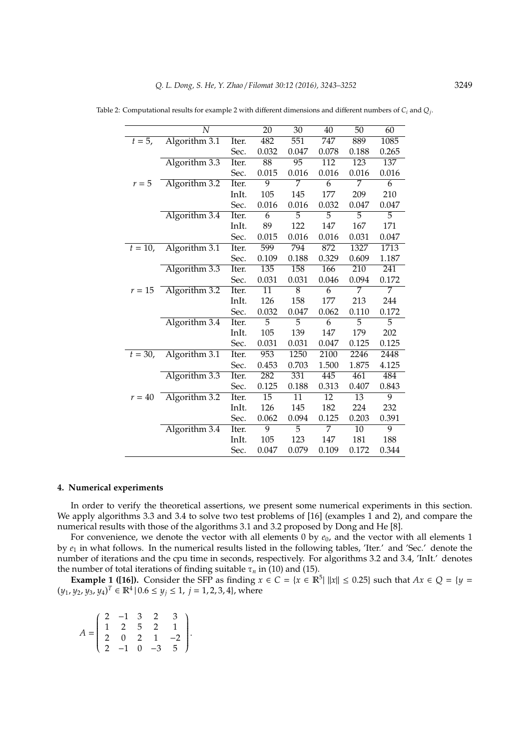Table 2: Computational results for example 2 with different dimensions and different numbers of $C_i$ and $Q_j$.

| | $N$ | | 20 | 30 | 40 | 50 | 60 |
|---|---|---|---|---|---|---|---|
| $t = 5$, | Algorithm 3.1 | Iter. | 482 | 551 | 747 | 889 | 1085 |
| | | Sec. | 0.032 | 0.047 | 0.078 | 0.188 | 0.265 |
| | Algorithm 3.3 | Iter. | 88 | 95 | 112 | 123 | 137 |
| | | Sec. | 0.015 | 0.016 | 0.016 | 0.016 | 0.016 |
| $r = 5$ | Algorithm 3.2 | Iter. | 9 | 7 | 6 | 7 | 6 |
| | | InIt. | 105 | 145 | 177 | 209 | 210 |
| | | Sec. | 0.016 | 0.016 | 0.032 | 0.047 | 0.047 |
| | Algorithm 3.4 | Iter. | 6 | 5 | 5 | 5 | 5 |
| | | InIt. | 89 | 122 | 147 | 167 | 171 |
| | | Sec. | 0.015 | 0.016 | 0.016 | 0.031 | 0.047 |
| $t = 10$, | Algorithm 3.1 | Iter. | 599 | 794 | 872 | 1327 | 1713 |
| | | Sec. | 0.109 | 0.188 | 0.329 | 0.609 | 1.187 |
| | Algorithm 3.3 | Iter. | 135 | 158 | 166 | 210 | 241 |
| | | Sec. | 0.031 | 0.031 | 0.046 | 0.094 | 0.172 |
| $r = 15$ | Algorithm 3.2 | Iter. | 11 | 8 | 6 | 7 | 7 |
| | | InIt. | 126 | 158 | 177 | 213 | 244 |
| | | Sec. | 0.032 | 0.047 | 0.062 | 0.110 | 0.172 |
| | Algorithm 3.4 | Iter. | 5 | 5 | 6 | 5 | 5 |
| | | InIt. | 105 | 139 | 147 | 179 | 202 |
| | | Sec. | 0.031 | 0.031 | 0.047 | 0.125 | 0.125 |
| $t = 30$, | Algorithm 3.1 | Iter. | 953 | 1250 | 2100 | 2246 | 2448 |
| | | Sec. | 0.453 | 0.703 | 1.500 | 1.875 | 4.125 |
| | Algorithm 3.3 | Iter. | 282 | 331 | 445 | 461 | 484 |
| | | Sec. | 0.125 | 0.188 | 0.313 | 0.407 | 0.843 |
| $r = 40$ | Algorithm 3.2 | Iter. | 15 | 11 | 12 | 13 | 9 |
| | | InIt. | 126 | 145 | 182 | 224 | 232 |
| | | Sec. | 0.062 | 0.094 | 0.125 | 0.203 | 0.391 |
| | Algorithm 3.4 | Iter. | 9 | 5 | 7 | 10 | 9 |
| | | InIt. | 105 | 123 | 147 | 181 | 188 |
| | | Sec. | 0.047 | 0.079 | 0.109 | 0.172 | 0.344 |

## 4. Numerical experiments

In order to verify the theoretical assertions, we present some numerical experiments in this section. We apply algorithms 3.3 and 3.4 to solve two test problems of [16] (examples 1 and 2), and compare the numerical results with those of the algorithms 3.1 and 3.2 proposed by Dong and He [8].

For convenience, we denote the vector with all elements 0 by $e_0$, and the vector with all elements 1 by $e_1$ in what follows. In the numerical results listed in the following tables, 'Iter.' and 'Sec.' denote the number of iterations and the cpu time in seconds, respectively. For algorithms 3.2 and 3.4, 'InIt.' denotes the number of total iterations of finding suitable $\tau_n$ in (10) and (15).

**Example 1 ([16]).** Consider the SFP as finding $x \in C = \{x \in \mathbb{R}^5 | \, \|x\| \leq 0.25\}$ such that $Ax \in Q = \{y = (y_1, y_2, y_3, y_4)^T \in \mathbb{R}^4 \,|\, 0.6 \leq y_j \leq 1, \; j = 1, 2, 3, 4\}$, where

$$A = \begin{pmatrix} 2 & -1 & 3 & 2 & 3 \\ 1 & 2 & 5 & 2 & 1 \\ 2 & 0 & 2 & 1 & -2 \\ 2 & -1 & 0 & -3 & 5 \end{pmatrix}.$$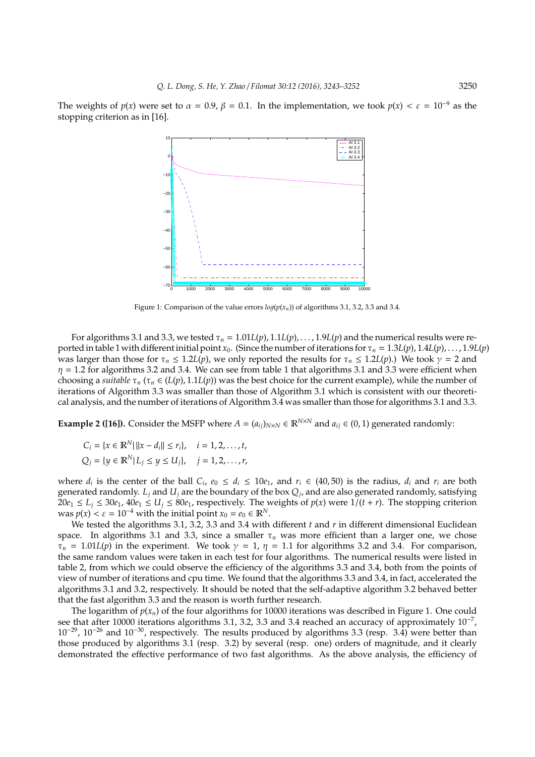The weights of $p(x)$ were set to $\alpha = 0.9$, $\beta = 0.1$. In the implementation, we took $p(x) < \varepsilon = 10^{-9}$ as the stopping criterion as in [16].

Figure 1: Comparison of the value errors $log(p(x_n))$ of algorithms 3.1, 3.2, 3.3 and 3.4.

For algorithms 3.1 and 3.3, we tested $\tau_n = 1.01L(p), 1.1L(p), \ldots, 1.9L(p)$ and the numerical results were reported in table 1 with different initial point $x_0$. (Since the number of iterations for $\tau_n = 1.3L(p), 1.4L(p), \ldots, 1.9L(p)$ was larger than those for $\tau_n \leq 1.2L(p)$, we only reported the results for $\tau_n \leq 1.2L(p)$.) We took $\gamma = 2$ and $\eta = 1.2$ for algorithms 3.2 and 3.4. We can see from table 1 that algorithms 3.1 and 3.3 were efficient when choosing a *suitable* $\tau_n$ ($\tau_n \in (L(p), 1.1L(p))$ was the best choice for the current example), while the number of iterations of Algorithm 3.3 was smaller than those of Algorithm 3.1 which is consistent with our theoretical analysis, and the number of iterations of Algorithm 3.4 was smaller than those for algorithms 3.1 and 3.3.

**Example 2 ([16]).** Consider the MSFP where $A = (a_{ij})_{N\times N} \in \mathbb{R}^{N\times N}$ and $a_{ij} \in (0, 1)$ generated randomly:

$$C_i = \{x \in \mathbb{R}^N | \, \|x - d_i\| \leq r_i\}, \quad i = 1, 2, \ldots, t,$$
$$Q_j = \{y \in \mathbb{R}^N | L_j \leq y \leq U_j\}, \quad j = 1, 2, \ldots, r,$$

where $d_i$ is the center of the ball $C_i$, $e_0 \leq d_i \leq 10e_1$, and $r_i \in (40, 50)$ is the radius, $d_i$ and $r_i$ are both generated randomly. $L_j$ and $U_j$ are the boundary of the box $Q_j$, and are also generated randomly, satisfying $20e_1 \leq L_j \leq 30e_1$, $40e_1 \leq U_j \leq 80e_1$, respectively. The weights of $p(x)$ were $1/(t + r)$. The stopping criterion was $p(x) < \varepsilon = 10^{-4}$ with the initial point $x_0 = e_0 \in \mathbb{R}^N$.

We tested the algorithms 3.1, 3.2, 3.3 and 3.4 with different $t$ and $r$ in different dimensional Euclidean space. In algorithms 3.1 and 3.3, since a smaller $\tau_n$ was more efficient than a larger one, we chose $\tau_n = 1.01L(p)$ in the experiment. We took $\gamma = 1$, $\eta = 1.1$ for algorithms 3.2 and 3.4. For comparison, the same random values were taken in each test for four algorithms. The numerical results were listed in table 2, from which we could observe the efficiency of the algorithms 3.3 and 3.4, both from the points of view of number of iterations and cpu time. We found that the algorithms 3.3 and 3.4, in fact, accelerated the algorithms 3.1 and 3.2, respectively. It should be noted that the self-adaptive algorithm 3.2 behaved better that the fast algorithm 3.3 and the reason is worth further research.

The logarithm of $p(x_n)$ of the four algorithms for 10000 iterations was described in Figure 1. One could see that after 10000 iterations algorithms 3.1, 3.2, 3.3 and 3.4 reached an accuracy of approximately $10^{-7}$, $10^{-29}$, $10^{-26}$ and $10^{-30}$, respectively. The results produced by algorithms 3.3 (resp. 3.4) were better than those produced by algorithms 3.1 (resp. 3.2) by several (resp. one) orders of magnitude, and it clearly demonstrated the effective performance of two fast algorithms. As the above analysis, the efficiency of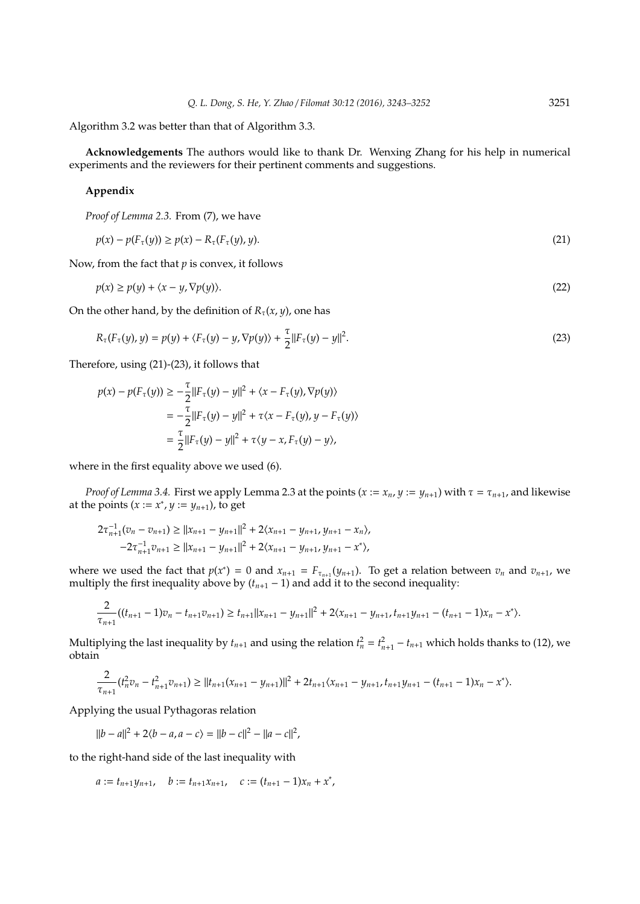Algorithm 3.2 was better than that of Algorithm 3.3.

**Acknowledgements** The authors would like to thank Dr. Wenxing Zhang for his help in numerical experiments and the reviewers for their pertinent comments and suggestions.

## Appendix

*Proof of Lemma 2.3.* From (7), we have

$$p(x) - p(F_\tau(y)) \geq p(x) - R_\tau(F_\tau(y), y). \tag{21}$$

Now, from the fact that $p$ is convex, it follows

$$p(x) \geq p(y) + \langle x - y, \nabla p(y)\rangle. \tag{22}$$

On the other hand, by the definition of $R_\tau(x, y)$, one has

$$R_\tau(F_\tau(y), y) = p(y) + \langle F_\tau(y) - y, \nabla p(y)\rangle + \frac{\tau}{2}\|F_\tau(y) - y\|^2. \tag{23}$$

Therefore, using (21)-(23), it follows that

$$\begin{aligned}
p(x) - p(F_\tau(y)) &\geq -\frac{\tau}{2}\|F_\tau(y) - y\|^2 + \langle x - F_\tau(y), \nabla p(y)\rangle \\
&= -\frac{\tau}{2}\|F_\tau(y) - y\|^2 + \tau\langle x - F_\tau(y), y - F_\tau(y)\rangle \\
&= \frac{\tau}{2}\|F_\tau(y) - y\|^2 + \tau\langle y - x, F_\tau(y) - y\rangle,
\end{aligned}$$

where in the first equality above we used (6).

*Proof of Lemma 3.4.* First we apply Lemma 2.3 at the points ($x := x_n$, $y := y_{n+1}$) with $\tau = \tau_{n+1}$, and likewise at the points ($x := x^*$, $y := y_{n+1}$), to get

$$\begin{aligned}
2\tau_{n+1}^{-1}(v_n - v_{n+1}) &\geq \|x_{n+1} - y_{n+1}\|^2 + 2\langle x_{n+1} - y_{n+1}, y_{n+1} - x_n\rangle, \\
-2\tau_{n+1}^{-1}v_{n+1} &\geq \|x_{n+1} - y_{n+1}\|^2 + 2\langle x_{n+1} - y_{n+1}, y_{n+1} - x^*\rangle,
\end{aligned}$$

where we used the fact that $p(x^*) = 0$ and $x_{n+1} = F_{\tau_{n+1}}(y_{n+1})$. To get a relation between $v_n$ and $v_{n+1}$, we multiply the first inequality above by $(t_{n+1} - 1)$ and add it to the second inequality:

$$\frac{2}{\tau_{n+1}}((t_{n+1} - 1)v_n - t_{n+1}v_{n+1}) \geq t_{n+1}\|x_{n+1} - y_{n+1}\|^2 + 2\langle x_{n+1} - y_{n+1}, t_{n+1}y_{n+1} - (t_{n+1} - 1)x_n - x^*\rangle.$$

Multiplying the last inequality by $t_{n+1}$ and using the relation $t_n^2 = t_{n+1}^2 - t_{n+1}$ which holds thanks to (12), we obtain

$$\frac{2}{\tau_{n+1}}(t_n^2 v_n - t_{n+1}^2 v_{n+1}) \geq \|t_{n+1}(x_{n+1} - y_{n+1})\|^2 + 2t_{n+1}\langle x_{n+1} - y_{n+1}, t_{n+1}y_{n+1} - (t_{n+1} - 1)x_n - x^*\rangle.$$

Applying the usual Pythagoras relation

$$\|b - a\|^2 + 2\langle b - a, a - c\rangle = \|b - c\|^2 - \|a - c\|^2,$$

to the right-hand side of the last inequality with

$$a := t_{n+1}y_{n+1}, \quad b := t_{n+1}x_{n+1}, \quad c := (t_{n+1} - 1)x_n + x^*,$$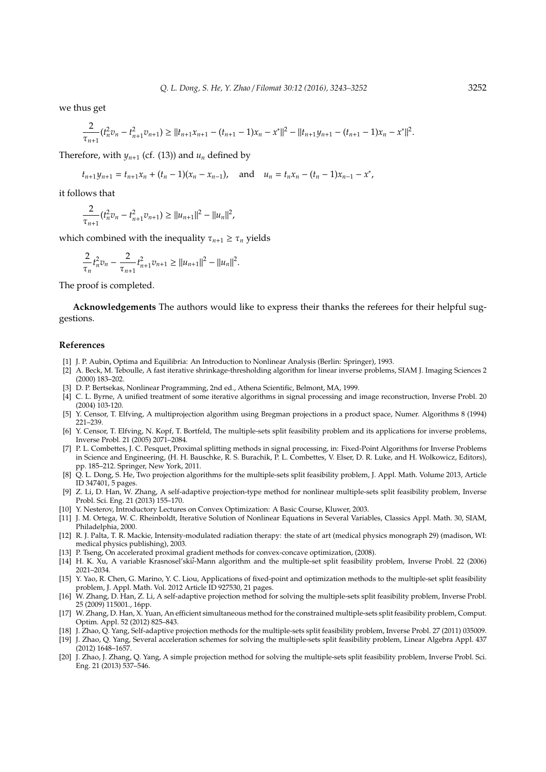we thus get

$$\frac{2}{\tau_{n+1}}(t_n^2 v_n - t_{n+1}^2 v_{n+1}) \geq \|t_{n+1}x_{n+1} - (t_{n+1}-1)x_n - x^*\|^2 - \|t_{n+1}y_{n+1} - (t_{n+1}-1)x_n - x^*\|^2.$$

Therefore, with $y_{n+1}$ (cf. (13)) and $u_n$ defined by

$$t_{n+1}y_{n+1} = t_{n+1}x_n + (t_n - 1)(x_n - x_{n-1}), \quad \text{and} \quad u_n = t_n x_n - (t_n - 1)x_{n-1} - x^*,$$

it follows that

$$\frac{2}{\tau_{n+1}}(t_n^2 v_n - t_{n+1}^2 v_{n+1}) \geq \|u_{n+1}\|^2 - \|u_n\|^2,$$

which combined with the inequality $\tau_{n+1} \geq \tau_n$ yields

$$\frac{2}{\tau_n}t_n^2 v_n - \frac{2}{\tau_{n+1}}t_{n+1}^2 v_{n+1} \geq \|u_{n+1}\|^2 - \|u_n\|^2.$$

The proof is completed.

**Acknowledgements** The authors would like to express their thanks the referees for their helpful suggestions.

## References

[1] J. P. Aubin, Optima and Equilibria: An Introduction to Nonlinear Analysis (Berlin: Springer), 1993.

[2] A. Beck, M. Teboulle, A fast iterative shrinkage-thresholding algorithm for linear inverse problems, SIAM J. Imaging Sciences 2 (2000) 183–202.

[3] D. P. Bertsekas, Nonlinear Programming, 2nd ed., Athena Scientific, Belmont, MA, 1999.

[4] C. L. Byrne, A unified treatment of some iterative algorithms in signal processing and image reconstruction, Inverse Probl. 20 (2004) 103-120.

[5] Y. Censor, T. Elfving, A multiprojection algorithm using Bregman projections in a product space, Numer. Algorithms 8 (1994) 221–239.

[6] Y. Censor, T. Elfving, N. Kopf, T. Bortfeld, The multiple-sets split feasibility problem and its applications for inverse problems, Inverse Probl. 21 (2005) 2071–2084.

[7] P. L. Combettes, J. C. Pesquet, Proximal splitting methods in signal processing, in: Fixed-Point Algorithms for Inverse Problems in Science and Engineering, (H. H. Bauschke, R. S. Burachik, P. L. Combettes, V. Elser, D. R. Luke, and H. Wolkowicz, Editors), pp. 185–212. Springer, New York, 2011.

[8] Q. L. Dong, S. He, Two projection algorithms for the multiple-sets split feasibility problem, J. Appl. Math. Volume 2013, Article ID 347401, 5 pages.

[9] Z. Li, D. Han, W. Zhang, A self-adaptive projection-type method for nonlinear multiple-sets split feasibility problem, Inverse Probl. Sci. Eng. 21 (2013) 155–170.

[10] Y. Nesterov, Introductory Lectures on Convex Optimization: A Basic Course, Kluwer, 2003.

[11] J. M. Ortega, W. C. Rheinboldt, Iterative Solution of Nonlinear Equations in Several Variables, Classics Appl. Math. 30, SIAM, Philadelphia, 2000.

[12] R. J. Palta, T. R. Mackie, Intensity-modulated radiation therapy: the state of art (medical physics monograph 29) (madison, WI: medical physics publishing), 2003.

[13] P. Tseng, On accelerated proximal gradient methods for convex-concave optimization, (2008).

[14] H. K. Xu, A variable Krasnosel'skiĭ-Mann algorithm and the multiple-set split feasibility problem, Inverse Probl. 22 (2006) 2021–2034.

[15] Y. Yao, R. Chen, G. Marino, Y. C. Liou, Applications of fixed-point and optimization methods to the multiple-set split feasibility problem, J. Appl. Math. Vol. 2012 Article ID 927530, 21 pages.

[16] W. Zhang, D. Han, Z. Li, A self-adaptive projection method for solving the multiple-sets split feasibility problem, Inverse Probl. 25 (2009) 115001., 16pp.

[17] W. Zhang, D. Han, X. Yuan, An efficient simultaneous method for the constrained multiple-sets split feasibility problem, Comput. Optim. Appl. 52 (2012) 825–843.

[18] J. Zhao, Q. Yang, Self-adaptive projection methods for the multiple-sets split feasibility problem, Inverse Probl. 27 (2011) 035009.

[19] J. Zhao, Q. Yang, Several acceleration schemes for solving the multiple-sets split feasibility problem, Linear Algebra Appl. 437 (2012) 1648–1657.

[20] J. Zhao, J. Zhang, Q. Yang, A simple projection method for solving the multiple-sets split feasibility problem, Inverse Probl. Sci. Eng. 21 (2013) 537–546.